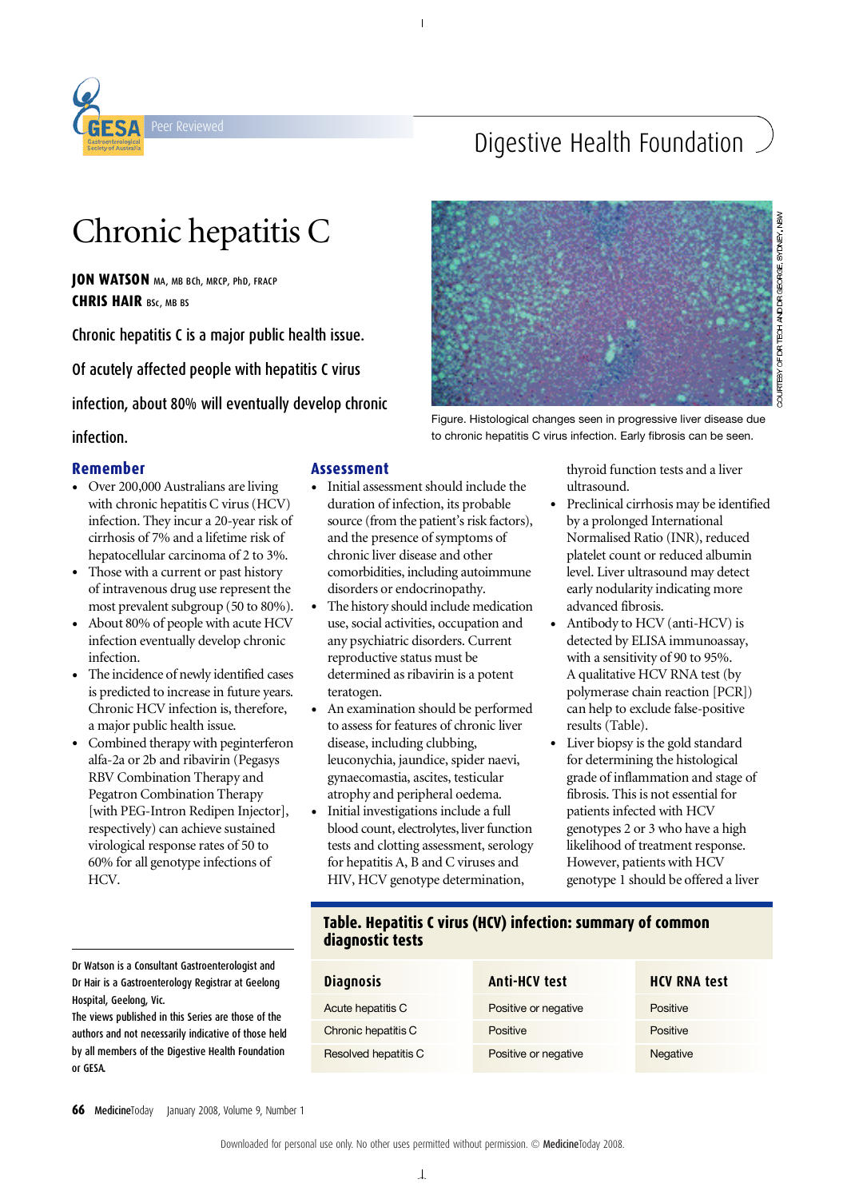# Chronic hepatitis C

**JON WATSON** MA, MB BCh, MRCP, PhD, FRACP
**CHRIS HAIR** BSc, MB BS

Chronic hepatitis C is a major public health issue. Of acutely affected people with hepatitis C virus infection, about 80% will eventually develop chronic infection.

Figure. Histological changes seen in progressive liver disease due to chronic hepatitis C virus infection. Early fibrosis can be seen.

COURTESY OF DR TEOH AND DR GEORGE, SYDNEY, NSW

## Remember

- Over 200,000 Australians are living with chronic hepatitis C virus (HCV) infection. They incur a 20-year risk of cirrhosis of 7% and a lifetime risk of hepatocellular carcinoma of 2 to 3%.
- Those with a current or past history of intravenous drug use represent the most prevalent subgroup (50 to 80%).
- About 80% of people with acute HCV infection eventually develop chronic infection.
- The incidence of newly identified cases is predicted to increase in future years. Chronic HCV infection is, therefore, a major public health issue.
- Combined therapy with peginterferon alfa-2a or 2b and ribavirin (Pegasys RBV Combination Therapy and Pegatron Combination Therapy [with PEG-Intron Redipen Injector], respectively) can achieve sustained virological response rates of 50 to 60% for all genotype infections of HCV.

Dr Watson is a Consultant Gastroenterologist and Dr Hair is a Gastroenterology Registrar at Geelong Hospital, Geelong, Vic.
The views published in this Series are those of the authors and not necessarily indicative of those held by all members of the Digestive Health Foundation or GESA.

## Assessment

- Initial assessment should include the duration of infection, its probable source (from the patient's risk factors), and the presence of symptoms of chronic liver disease and other comorbidities, including autoimmune disorders or endocrinopathy.
- The history should include medication use, social activities, occupation and any psychiatric disorders. Current reproductive status must be determined as ribavirin is a potent teratogen.
- An examination should be performed to assess for features of chronic liver disease, including clubbing, leuconychia, jaundice, spider naevi, gynaecomastia, ascites, testicular atrophy and peripheral oedema.
- Initial investigations include a full blood count, electrolytes, liver function tests and clotting assessment, serology for hepatitis A, B and C viruses and HIV, HCV genotype determination, thyroid function tests and a liver ultrasound.
- Preclinical cirrhosis may be identified by a prolonged International Normalised Ratio (INR), reduced platelet count or reduced albumin level. Liver ultrasound may detect early nodularity indicating more advanced fibrosis.
- Antibody to HCV (anti-HCV) is detected by ELISA immunoassay, with a sensitivity of 90 to 95%. A qualitative HCV RNA test (by polymerase chain reaction [PCR]) can help to exclude false-positive results (Table).
- Liver biopsy is the gold standard for determining the histological grade of inflammation and stage of fibrosis. This is not essential for patients infected with HCV genotypes 2 or 3 who have a high likelihood of treatment response. However, patients with HCV genotype 1 should be offered a liver

**Table. Hepatitis C virus (HCV) infection: summary of common diagnostic tests**

| Diagnosis | Anti-HCV test | HCV RNA test |
|---|---|---|
| Acute hepatitis C | Positive or negative | Positive |
| Chronic hepatitis C | Positive | Positive |
| Resolved hepatitis C | Positive or negative | Negative |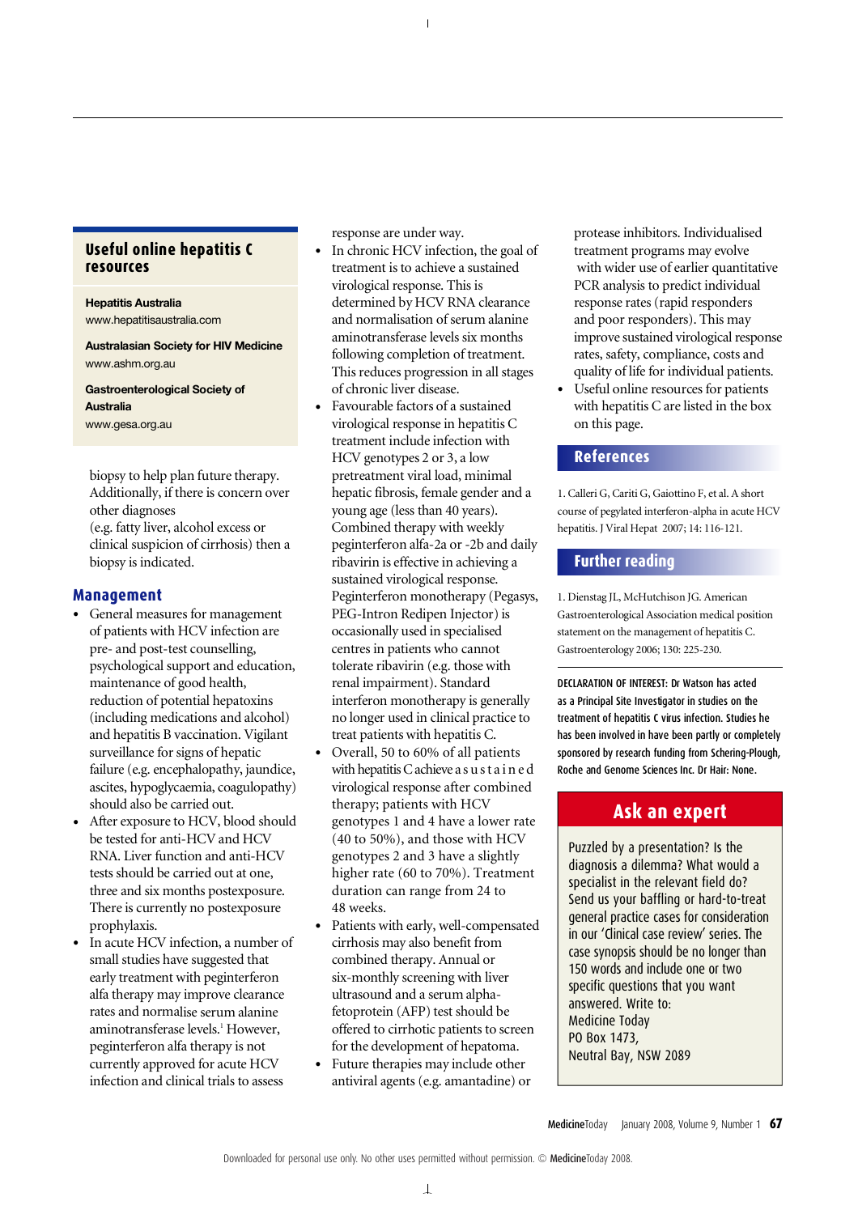## Useful online hepatitis C resources

**Hepatitis Australia**
www.hepatitisaustralia.com

**Australasian Society for HIV Medicine**
www.ashm.org.au

**Gastroenterological Society of Australia**
www.gesa.org.au

biopsy to help plan future therapy. Additionally, if there is concern over other diagnoses (e.g. fatty liver, alcohol excess or clinical suspicion of cirrhosis) then a biopsy is indicated.

## Management

- General measures for management of patients with HCV infection are pre- and post-test counselling, psychological support and education, maintenance of good health, reduction of potential hepatoxins (including medications and alcohol) and hepatitis B vaccination. Vigilant surveillance for signs of hepatic failure (e.g. encephalopathy, jaundice, ascites, hypoglycaemia, coagulopathy) should also be carried out.
- After exposure to HCV, blood should be tested for anti-HCV and HCV RNA. Liver function and anti-HCV tests should be carried out at one, three and six months postexposure. There is currently no postexposure prophylaxis.
- In acute HCV infection, a number of small studies have suggested that early treatment with peginterferon alfa therapy may improve clearance rates and normalise serum alanine aminotransferase levels.[1] However, peginterferon alfa therapy is not currently approved for acute HCV infection and clinical trials to assess response are under way.
- In chronic HCV infection, the goal of treatment is to achieve a sustained virological response. This is determined by HCV RNA clearance and normalisation of serum alanine aminotransferase levels six months following completion of treatment. This reduces progression in all stages of chronic liver disease.
- Favourable factors of a sustained virological response in hepatitis C treatment include infection with HCV genotypes 2 or 3, a low pretreatment viral load, minimal hepatic fibrosis, female gender and a young age (less than 40 years). Combined therapy with weekly peginterferon alfa-2a or -2b and daily ribavirin is effective in achieving a sustained virological response. Peginterferon monotherapy (Pegasys, PEG-Intron Redipen Injector) is occasionally used in specialised centres in patients who cannot tolerate ribavirin (e.g. those with renal impairment). Standard interferon monotherapy is generally no longer used in clinical practice to treat patients with hepatitis C.
- Overall, 50 to 60% of all patients with hepatitis C achieve a sustained virological response after combined therapy; patients with HCV genotypes 1 and 4 have a lower rate (40 to 50%), and those with HCV genotypes 2 and 3 have a slightly higher rate (60 to 70%). Treatment duration can range from 24 to 48 weeks.
- Patients with early, well-compensated cirrhosis may also benefit from combined therapy. Annual or six-monthly screening with liver ultrasound and a serum alpha-fetoprotein (AFP) test should be offered to cirrhotic patients to screen for the development of hepatoma.
- Future therapies may include other antiviral agents (e.g. amantadine) or protease inhibitors. Individualised treatment programs may evolve with wider use of earlier quantitative PCR analysis to predict individual response rates (rapid responders and poor responders). This may improve sustained virological response rates, safety, compliance, costs and quality of life for individual patients.
- Useful online resources for patients with hepatitis C are listed in the box on this page.

## References

1. Calleri G, Cariti G, Gaiottino F, et al. A short course of pegylated interferon-alpha in acute HCV hepatitis. J Viral Hepat 2007; 14: 116-121.

## Further reading

1. Dienstag JL, McHutchison JG. American Gastroenterological Association medical position statement on the management of hepatitis C. Gastroenterology 2006; 130: 225-230.

DECLARATION OF INTEREST: Dr Watson has acted as a Principal Site Investigator in studies on the treatment of hepatitis C virus infection. Studies he has been involved in have been partly or completely sponsored by research funding from Schering-Plough, Roche and Genome Sciences Inc. Dr Hair: None.

## Ask an expert

Puzzled by a presentation? Is the diagnosis a dilemma? What would a specialist in the relevant field do? Send us your baffling or hard-to-treat general practice cases for consideration in our 'Clinical case review' series. The case synopsis should be no longer than 150 words and include one or two specific questions that you want answered. Write to:
Medicine Today
PO Box 1473,
Neutral Bay, NSW 2089

Downloaded for personal use only. No other uses permitted without permission. © MedicineToday 2008.